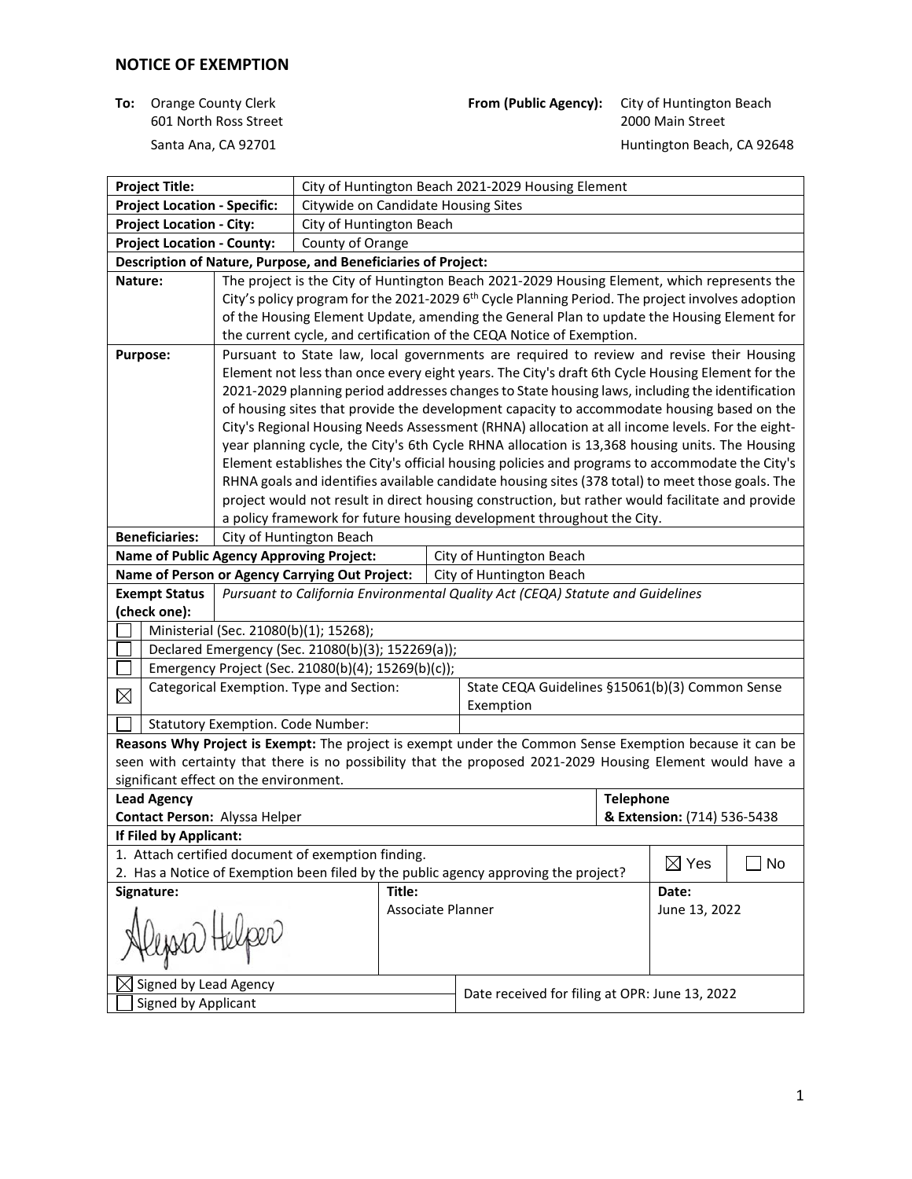# NOTICE OF EXEMPTION

**To:** Orange County Clerk
601 North Ross Street
Santa Ana, CA 92701

**From (Public Agency):** City of Huntington Beach
2000 Main Street
Huntington Beach, CA 92648

| **Project Title:** | City of Huntington Beach 2021-2029 Housing Element |
|---|---|
| **Project Location - Specific:** | Citywide on Candidate Housing Sites |
| **Project Location - City:** | City of Huntington Beach |
| **Project Location - County:** | County of Orange |

**Description of Nature, Purpose, and Beneficiaries of Project:**

| | |
|---|---|
| **Nature:** | The project is the City of Huntington Beach 2021-2029 Housing Element, which represents the City's policy program for the 2021-2029 6th Cycle Planning Period. The project involves adoption of the Housing Element Update, amending the General Plan to update the Housing Element for the current cycle, and certification of the CEQA Notice of Exemption. |
| **Purpose:** | Pursuant to State law, local governments are required to review and revise their Housing Element not less than once every eight years. The City's draft 6th Cycle Housing Element for the 2021-2029 planning period addresses changes to State housing laws, including the identification of housing sites that provide the development capacity to accommodate housing based on the City's Regional Housing Needs Assessment (RHNA) allocation at all income levels. For the eight-year planning cycle, the City's 6th Cycle RHNA allocation is 13,368 housing units. The Housing Element establishes the City's official housing policies and programs to accommodate the City's RHNA goals and identifies available candidate housing sites (378 total) to meet those goals. The project would not result in direct housing construction, but rather would facilitate and provide a policy framework for future housing development throughout the City. |
| **Beneficiaries:** | City of Huntington Beach |

| | |
|---|---|
| **Name of Public Agency Approving Project:** | City of Huntington Beach |
| **Name of Person or Agency Carrying Out Project:** | City of Huntington Beach |

**Exempt Status (check one):** *Pursuant to California Environmental Quality Act (CEQA) Statute and Guidelines*

- ☐ Ministerial (Sec. 21080(b)(1); 15268);
- ☐ Declared Emergency (Sec. 21080(b)(3); 152269(a));
- ☐ Emergency Project (Sec. 21080(b)(4); 15269(b)(c));
- ☒ Categorical Exemption. Type and Section: State CEQA Guidelines §15061(b)(3) Common Sense Exemption
- ☐ Statutory Exemption. Code Number:

**Reasons Why Project is Exempt:** The project is exempt under the Common Sense Exemption because it can be seen with certainty that there is no possibility that the proposed 2021-2029 Housing Element would have a significant effect on the environment.

| **Lead Agency Contact Person:** Alyssa Helper | **Telephone & Extension:** (714) 536-5438 |
|---|---|

**If Filed by Applicant:**

1. Attach certified document of exemption finding.
2. Has a Notice of Exemption been filed by the public agency approving the project? ☒ Yes ☐ No

| **Signature:** | **Title:** | **Date:** |
|---|---|---|
| Alyssa Helper | Associate Planner | June 13, 2022 |

- ☒ Signed by Lead Agency
- ☐ Signed by Applicant

Date received for filing at OPR: June 13, 2022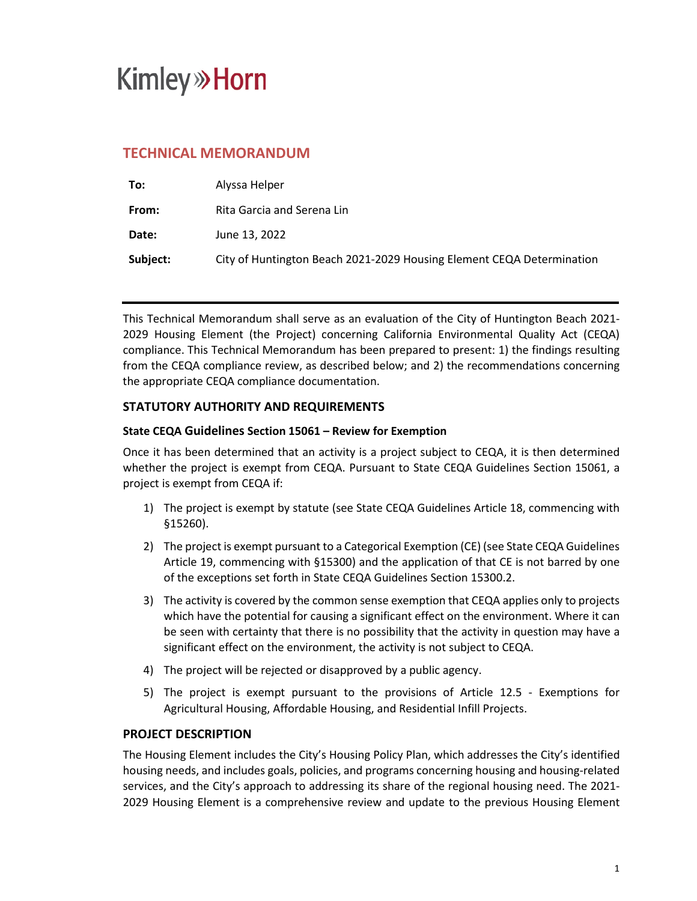Kimley»Horn

## TECHNICAL MEMORANDUM

| | |
|---|---|
| **To:** | Alyssa Helper |
| **From:** | Rita Garcia and Serena Lin |
| **Date:** | June 13, 2022 |
| **Subject:** | City of Huntington Beach 2021-2029 Housing Element CEQA Determination |

This Technical Memorandum shall serve as an evaluation of the City of Huntington Beach 2021-2029 Housing Element (the Project) concerning California Environmental Quality Act (CEQA) compliance. This Technical Memorandum has been prepared to present: 1) the findings resulting from the CEQA compliance review, as described below; and 2) the recommendations concerning the appropriate CEQA compliance documentation.

### STATUTORY AUTHORITY AND REQUIREMENTS

#### State CEQA Guidelines Section 15061 – Review for Exemption

Once it has been determined that an activity is a project subject to CEQA, it is then determined whether the project is exempt from CEQA. Pursuant to State CEQA Guidelines Section 15061, a project is exempt from CEQA if:

1) The project is exempt by statute (see State CEQA Guidelines Article 18, commencing with §15260).
2) The project is exempt pursuant to a Categorical Exemption (CE) (see State CEQA Guidelines Article 19, commencing with §15300) and the application of that CE is not barred by one of the exceptions set forth in State CEQA Guidelines Section 15300.2.
3) The activity is covered by the common sense exemption that CEQA applies only to projects which have the potential for causing a significant effect on the environment. Where it can be seen with certainty that there is no possibility that the activity in question may have a significant effect on the environment, the activity is not subject to CEQA.
4) The project will be rejected or disapproved by a public agency.
5) The project is exempt pursuant to the provisions of Article 12.5 - Exemptions for Agricultural Housing, Affordable Housing, and Residential Infill Projects.

### PROJECT DESCRIPTION

The Housing Element includes the City's Housing Policy Plan, which addresses the City's identified housing needs, and includes goals, policies, and programs concerning housing and housing-related services, and the City's approach to addressing its share of the regional housing need. The 2021-2029 Housing Element is a comprehensive review and update to the previous Housing Element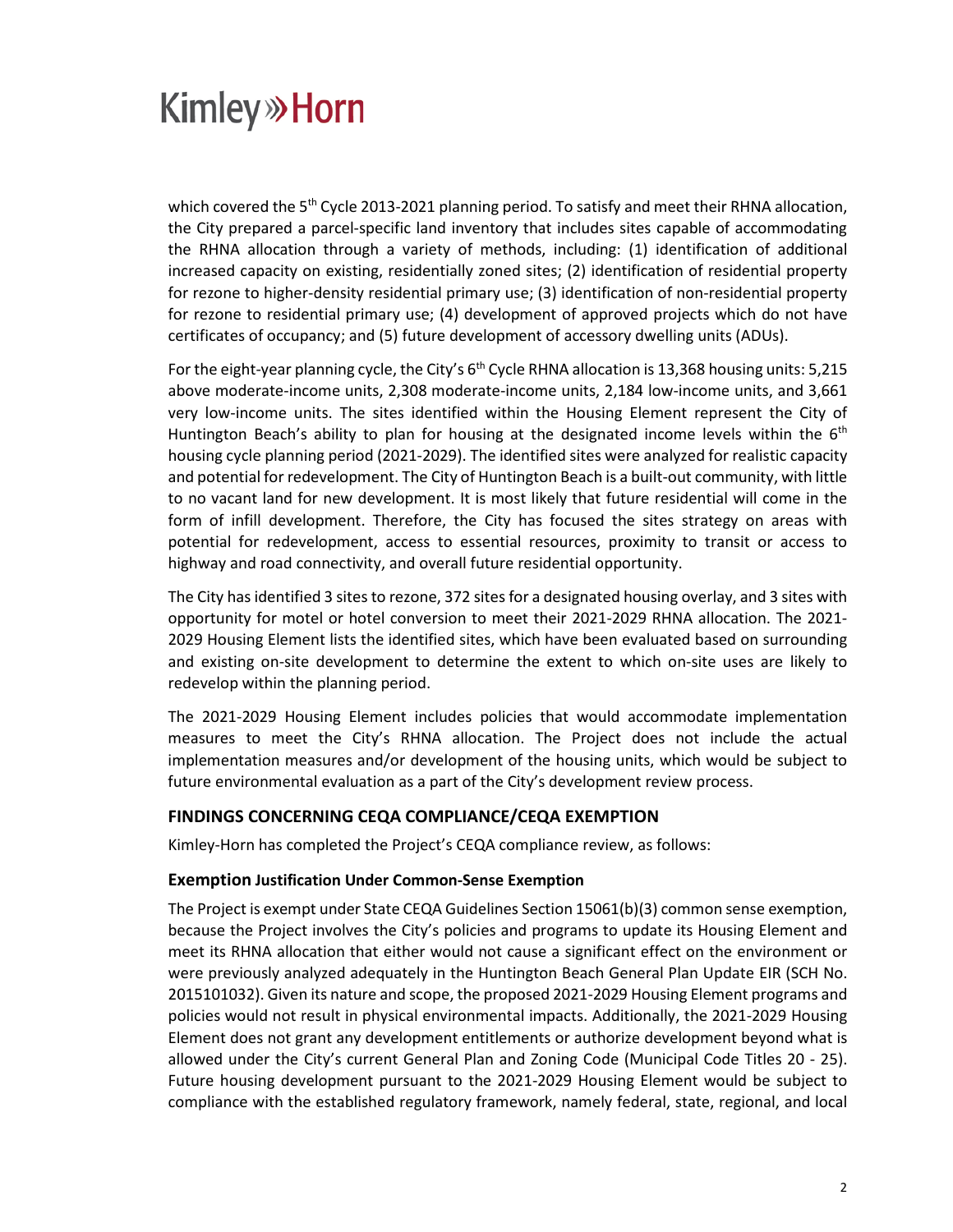which covered the 5th Cycle 2013-2021 planning period. To satisfy and meet their RHNA allocation, the City prepared a parcel-specific land inventory that includes sites capable of accommodating the RHNA allocation through a variety of methods, including: (1) identification of additional increased capacity on existing, residentially zoned sites; (2) identification of residential property for rezone to higher-density residential primary use; (3) identification of non-residential property for rezone to residential primary use; (4) development of approved projects which do not have certificates of occupancy; and (5) future development of accessory dwelling units (ADUs).

For the eight-year planning cycle, the City's 6th Cycle RHNA allocation is 13,368 housing units: 5,215 above moderate-income units, 2,308 moderate-income units, 2,184 low-income units, and 3,661 very low-income units. The sites identified within the Housing Element represent the City of Huntington Beach's ability to plan for housing at the designated income levels within the 6th housing cycle planning period (2021-2029). The identified sites were analyzed for realistic capacity and potential for redevelopment. The City of Huntington Beach is a built-out community, with little to no vacant land for new development. It is most likely that future residential will come in the form of infill development. Therefore, the City has focused the sites strategy on areas with potential for redevelopment, access to essential resources, proximity to transit or access to highway and road connectivity, and overall future residential opportunity.

The City has identified 3 sites to rezone, 372 sites for a designated housing overlay, and 3 sites with opportunity for motel or hotel conversion to meet their 2021-2029 RHNA allocation. The 2021-2029 Housing Element lists the identified sites, which have been evaluated based on surrounding and existing on-site development to determine the extent to which on-site uses are likely to redevelop within the planning period.

The 2021-2029 Housing Element includes policies that would accommodate implementation measures to meet the City's RHNA allocation. The Project does not include the actual implementation measures and/or development of the housing units, which would be subject to future environmental evaluation as a part of the City's development review process.

## FINDINGS CONCERNING CEQA COMPLIANCE/CEQA EXEMPTION

Kimley-Horn has completed the Project's CEQA compliance review, as follows:

### Exemption Justification Under Common-Sense Exemption

The Project is exempt under State CEQA Guidelines Section 15061(b)(3) common sense exemption, because the Project involves the City's policies and programs to update its Housing Element and meet its RHNA allocation that either would not cause a significant effect on the environment or were previously analyzed adequately in the Huntington Beach General Plan Update EIR (SCH No. 2015101032). Given its nature and scope, the proposed 2021-2029 Housing Element programs and policies would not result in physical environmental impacts. Additionally, the 2021-2029 Housing Element does not grant any development entitlements or authorize development beyond what is allowed under the City's current General Plan and Zoning Code (Municipal Code Titles 20 - 25). Future housing development pursuant to the 2021-2029 Housing Element would be subject to compliance with the established regulatory framework, namely federal, state, regional, and local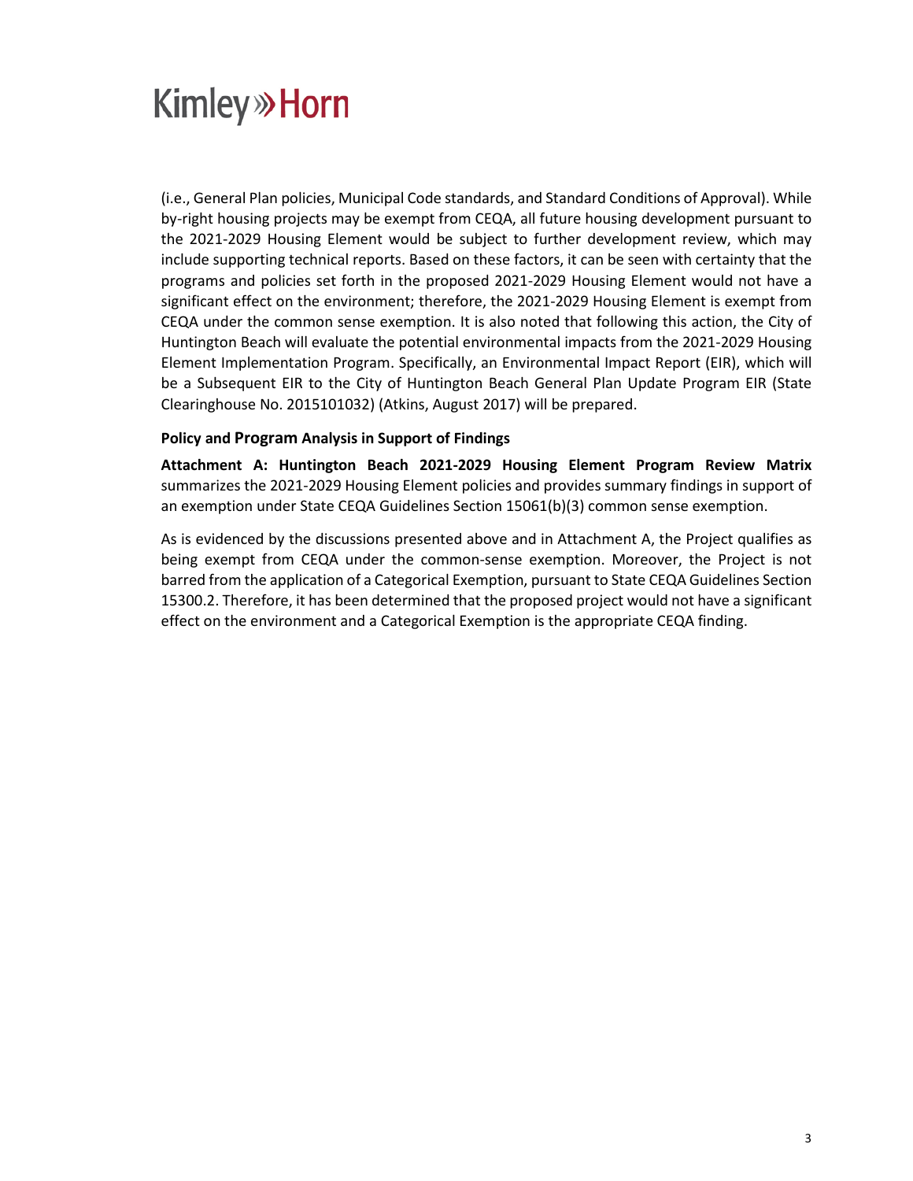(i.e., General Plan policies, Municipal Code standards, and Standard Conditions of Approval). While by-right housing projects may be exempt from CEQA, all future housing development pursuant to the 2021-2029 Housing Element would be subject to further development review, which may include supporting technical reports. Based on these factors, it can be seen with certainty that the programs and policies set forth in the proposed 2021-2029 Housing Element would not have a significant effect on the environment; therefore, the 2021-2029 Housing Element is exempt from CEQA under the common sense exemption. It is also noted that following this action, the City of Huntington Beach will evaluate the potential environmental impacts from the 2021-2029 Housing Element Implementation Program. Specifically, an Environmental Impact Report (EIR), which will be a Subsequent EIR to the City of Huntington Beach General Plan Update Program EIR (State Clearinghouse No. 2015101032) (Atkins, August 2017) will be prepared.

**Policy and Program Analysis in Support of Findings**

**Attachment A: Huntington Beach 2021-2029 Housing Element Program Review Matrix** summarizes the 2021-2029 Housing Element policies and provides summary findings in support of an exemption under State CEQA Guidelines Section 15061(b)(3) common sense exemption.

As is evidenced by the discussions presented above and in Attachment A, the Project qualifies as being exempt from CEQA under the common-sense exemption. Moreover, the Project is not barred from the application of a Categorical Exemption, pursuant to State CEQA Guidelines Section 15300.2. Therefore, it has been determined that the proposed project would not have a significant effect on the environment and a Categorical Exemption is the appropriate CEQA finding.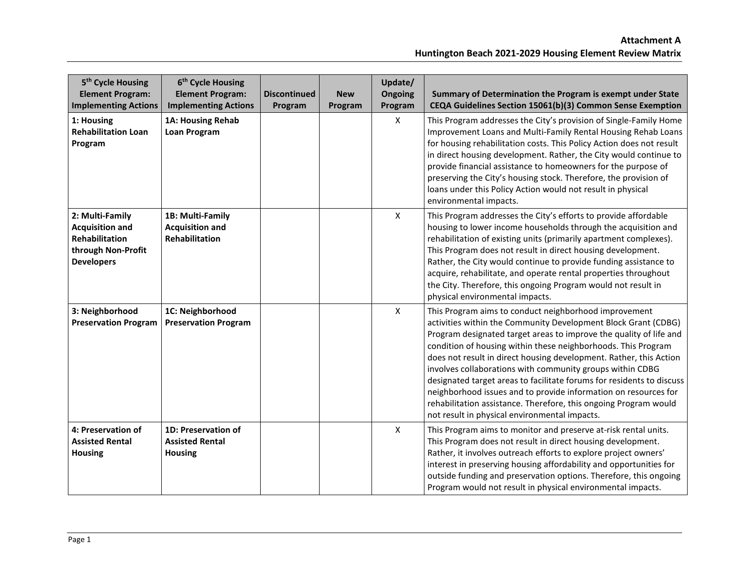**Attachment A**
**Huntington Beach 2021-2029 Housing Element Review Matrix**

| 5th Cycle Housing Element Program: Implementing Actions | 6th Cycle Housing Element Program: Implementing Actions | Discontinued Program | New Program | Update/ Ongoing Program | Summary of Determination the Program is exempt under State CEQA Guidelines Section 15061(b)(3) Common Sense Exemption |
|---|---|---|---|---|---|
| **1: Housing Rehabilitation Loan Program** | **1A: Housing Rehab Loan Program** | | | X | This Program addresses the City's provision of Single-Family Home Improvement Loans and Multi-Family Rental Housing Rehab Loans for housing rehabilitation costs. This Policy Action does not result in direct housing development. Rather, the City would continue to provide financial assistance to homeowners for the purpose of preserving the City's housing stock. Therefore, the provision of loans under this Policy Action would not result in physical environmental impacts. |
| **2: Multi-Family Acquisition and Rehabilitation through Non-Profit Developers** | **1B: Multi-Family Acquisition and Rehabilitation** | | | X | This Program addresses the City's efforts to provide affordable housing to lower income households through the acquisition and rehabilitation of existing units (primarily apartment complexes). This Program does not result in direct housing development. Rather, the City would continue to provide funding assistance to acquire, rehabilitate, and operate rental properties throughout the City. Therefore, this ongoing Program would not result in physical environmental impacts. |
| **3: Neighborhood Preservation Program** | **1C: Neighborhood Preservation Program** | | | X | This Program aims to conduct neighborhood improvement activities within the Community Development Block Grant (CDBG) Program designated target areas to improve the quality of life and condition of housing within these neighborhoods. This Program does not result in direct housing development. Rather, this Action involves collaborations with community groups within CDBG designated target areas to facilitate forums for residents to discuss neighborhood issues and to provide information on resources for rehabilitation assistance. Therefore, this ongoing Program would not result in physical environmental impacts. |
| **4: Preservation of Assisted Rental Housing** | **1D: Preservation of Assisted Rental Housing** | | | X | This Program aims to monitor and preserve at-risk rental units. This Program does not result in direct housing development. Rather, it involves outreach efforts to explore project owners' interest in preserving housing affordability and opportunities for outside funding and preservation options. Therefore, this ongoing Program would not result in physical environmental impacts. |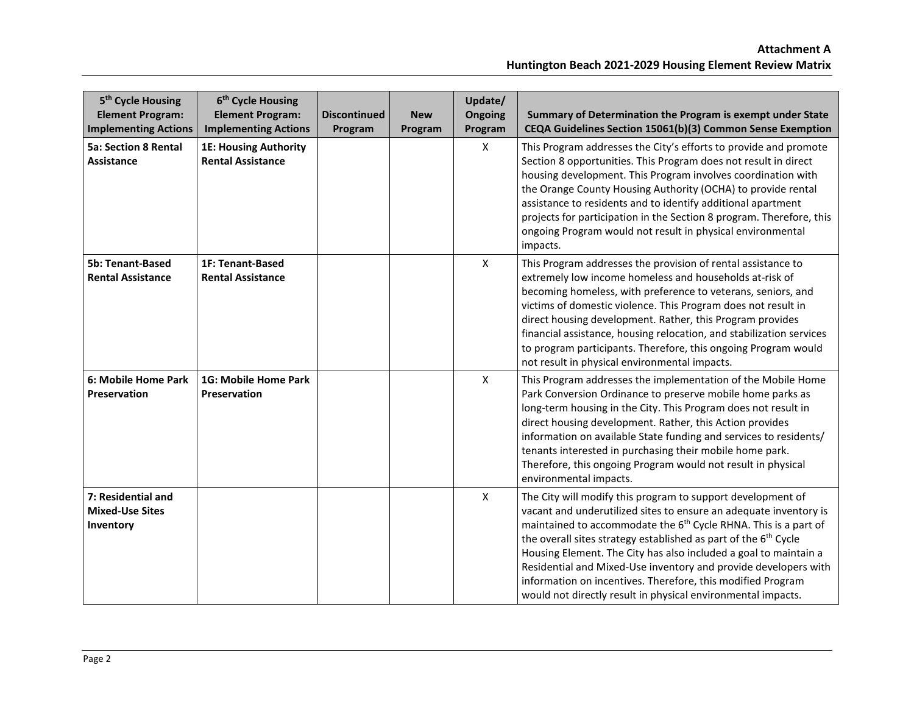| 5th Cycle Housing Element Program: Implementing Actions | 6th Cycle Housing Element Program: Implementing Actions | Discontinued Program | New Program | Update/ Ongoing Program | Summary of Determination the Program is exempt under State CEQA Guidelines Section 15061(b)(3) Common Sense Exemption |
|---|---|---|---|---|---|
| **5a: Section 8 Rental Assistance** | **1E: Housing Authority Rental Assistance** | | | X | This Program addresses the City's efforts to provide and promote Section 8 opportunities. This Program does not result in direct housing development. This Program involves coordination with the Orange County Housing Authority (OCHA) to provide rental assistance to residents and to identify additional apartment projects for participation in the Section 8 program. Therefore, this ongoing Program would not result in physical environmental impacts. |
| **5b: Tenant-Based Rental Assistance** | **1F: Tenant-Based Rental Assistance** | | | X | This Program addresses the provision of rental assistance to extremely low income homeless and households at-risk of becoming homeless, with preference to veterans, seniors, and victims of domestic violence. This Program does not result in direct housing development. Rather, this Program provides financial assistance, housing relocation, and stabilization services to program participants. Therefore, this ongoing Program would not result in physical environmental impacts. |
| **6: Mobile Home Park Preservation** | **1G: Mobile Home Park Preservation** | | | X | This Program addresses the implementation of the Mobile Home Park Conversion Ordinance to preserve mobile home parks as long-term housing in the City. This Program does not result in direct housing development. Rather, this Action provides information on available State funding and services to residents/ tenants interested in purchasing their mobile home park. Therefore, this ongoing Program would not result in physical environmental impacts. |
| **7: Residential and Mixed-Use Sites Inventory** | | | | X | The City will modify this program to support development of vacant and underutilized sites to ensure an adequate inventory is maintained to accommodate the 6th Cycle RHNA. This is a part of the overall sites strategy established as part of the 6th Cycle Housing Element. The City has also included a goal to maintain a Residential and Mixed-Use inventory and provide developers with information on incentives. Therefore, this modified Program would not directly result in physical environmental impacts. |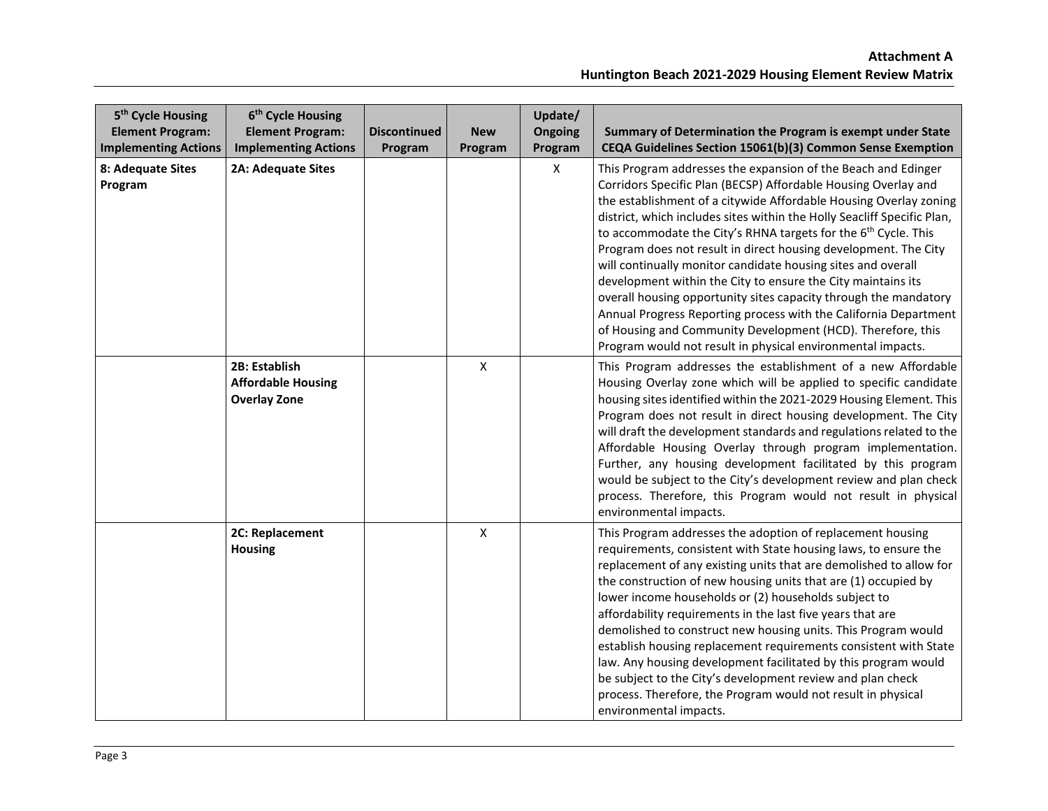| 5th Cycle Housing Element Program: Implementing Actions | 6th Cycle Housing Element Program: Implementing Actions | Discontinued Program | New Program | Update/ Ongoing Program | Summary of Determination the Program is exempt under State CEQA Guidelines Section 15061(b)(3) Common Sense Exemption |
|---|---|---|---|---|---|
| **8: Adequate Sites Program** | **2A: Adequate Sites** | | | X | This Program addresses the expansion of the Beach and Edinger Corridors Specific Plan (BECSP) Affordable Housing Overlay and the establishment of a citywide Affordable Housing Overlay zoning district, which includes sites within the Holly Seacliff Specific Plan, to accommodate the City's RHNA targets for the 6th Cycle. This Program does not result in direct housing development. The City will continually monitor candidate housing sites and overall development within the City to ensure the City maintains its overall housing opportunity sites capacity through the mandatory Annual Progress Reporting process with the California Department of Housing and Community Development (HCD). Therefore, this Program would not result in physical environmental impacts. |
| | **2B: Establish Affordable Housing Overlay Zone** | | X | | This Program addresses the establishment of a new Affordable Housing Overlay zone which will be applied to specific candidate housing sites identified within the 2021-2029 Housing Element. This Program does not result in direct housing development. The City will draft the development standards and regulations related to the Affordable Housing Overlay through program implementation. Further, any housing development facilitated by this program would be subject to the City's development review and plan check process. Therefore, this Program would not result in physical environmental impacts. |
| | **2C: Replacement Housing** | | X | | This Program addresses the adoption of replacement housing requirements, consistent with State housing laws, to ensure the replacement of any existing units that are demolished to allow for the construction of new housing units that are (1) occupied by lower income households or (2) households subject to affordability requirements in the last five years that are demolished to construct new housing units. This Program would establish housing replacement requirements consistent with State law. Any housing development facilitated by this program would be subject to the City's development review and plan check process. Therefore, the Program would not result in physical environmental impacts. |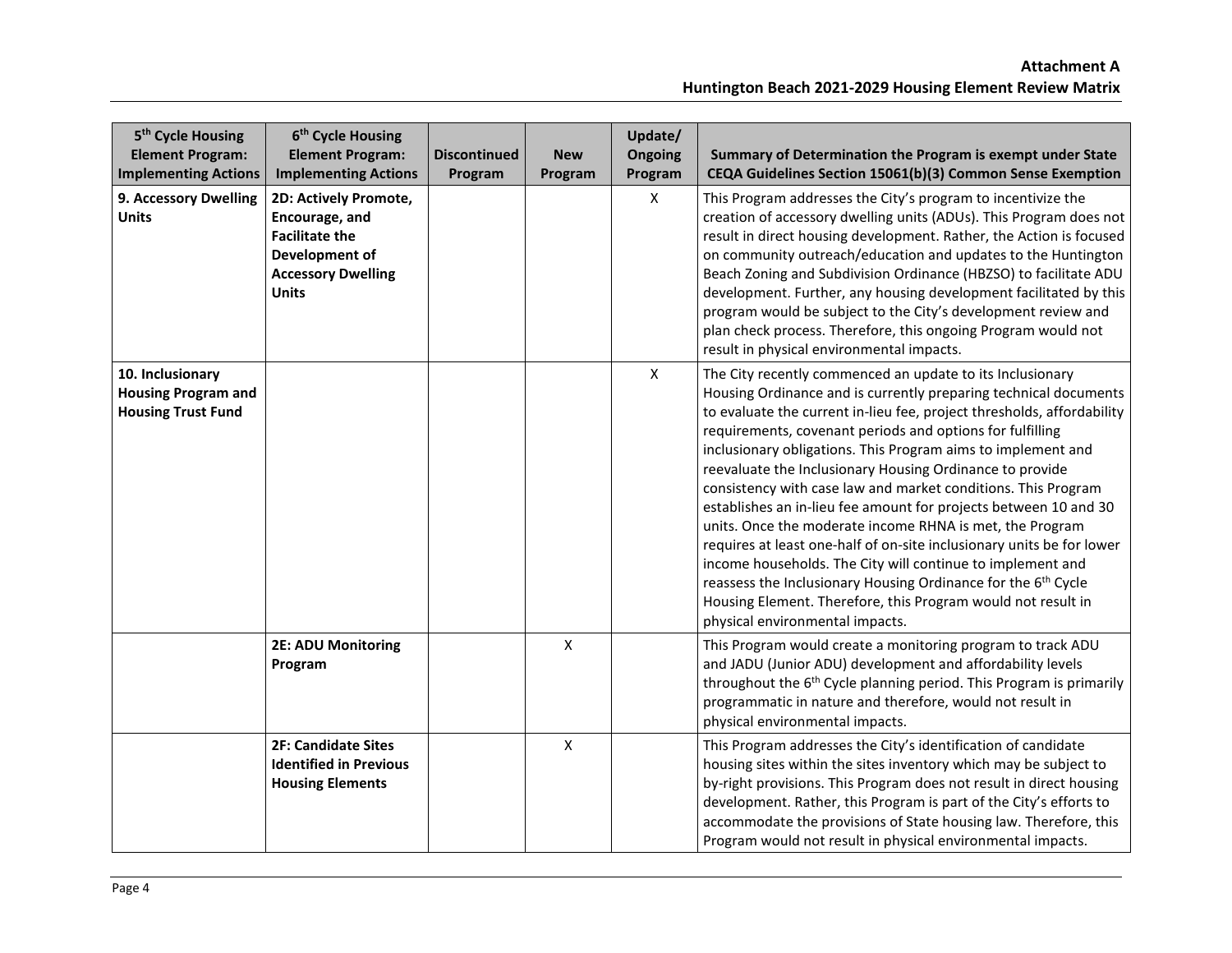| 5th Cycle Housing Element Program: Implementing Actions | 6th Cycle Housing Element Program: Implementing Actions | Discontinued Program | New Program | Update/ Ongoing Program | Summary of Determination the Program is exempt under State CEQA Guidelines Section 15061(b)(3) Common Sense Exemption |
|---|---|---|---|---|---|
| **9. Accessory Dwelling Units** | **2D: Actively Promote, Encourage, and Facilitate the Development of Accessory Dwelling Units** | | | X | This Program addresses the City's program to incentivize the creation of accessory dwelling units (ADUs). This Program does not result in direct housing development. Rather, the Action is focused on community outreach/education and updates to the Huntington Beach Zoning and Subdivision Ordinance (HBZSO) to facilitate ADU development. Further, any housing development facilitated by this program would be subject to the City's development review and plan check process. Therefore, this ongoing Program would not result in physical environmental impacts. |
| **10. Inclusionary Housing Program and Housing Trust Fund** | | | | X | The City recently commenced an update to its Inclusionary Housing Ordinance and is currently preparing technical documents to evaluate the current in-lieu fee, project thresholds, affordability requirements, covenant periods and options for fulfilling inclusionary obligations. This Program aims to implement and reevaluate the Inclusionary Housing Ordinance to provide consistency with case law and market conditions. This Program establishes an in-lieu fee amount for projects between 10 and 30 units. Once the moderate income RHNA is met, the Program requires at least one-half of on-site inclusionary units be for lower income households. The City will continue to implement and reassess the Inclusionary Housing Ordinance for the 6th Cycle Housing Element. Therefore, this Program would not result in physical environmental impacts. |
| | **2E: ADU Monitoring Program** | | X | | This Program would create a monitoring program to track ADU and JADU (Junior ADU) development and affordability levels throughout the 6th Cycle planning period. This Program is primarily programmatic in nature and therefore, would not result in physical environmental impacts. |
| | **2F: Candidate Sites Identified in Previous Housing Elements** | | X | | This Program addresses the City's identification of candidate housing sites within the sites inventory which may be subject to by-right provisions. This Program does not result in direct housing development. Rather, this Program is part of the City's efforts to accommodate the provisions of State housing law. Therefore, this Program would not result in physical environmental impacts. |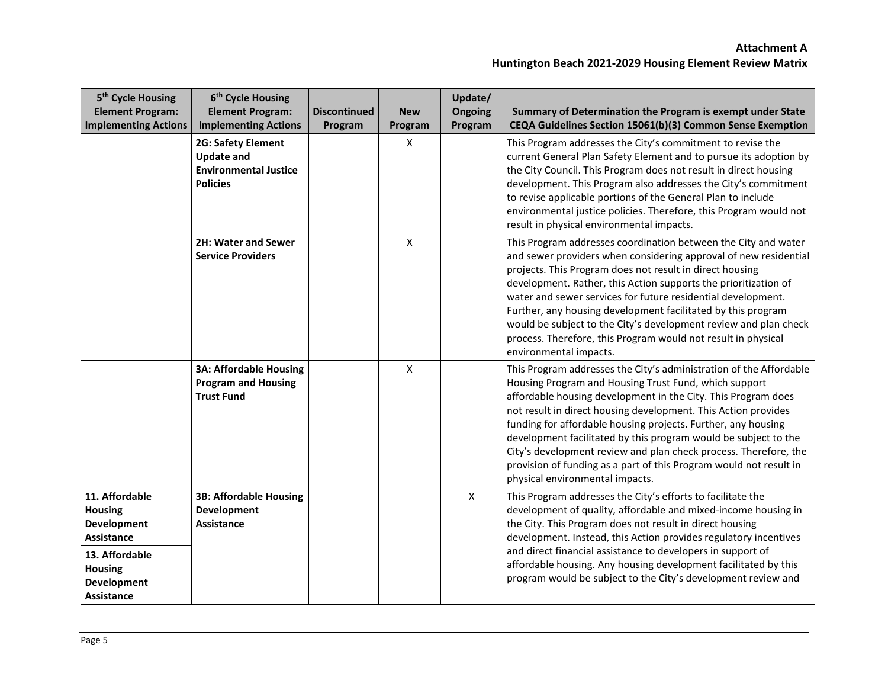| 5th Cycle Housing Element Program: Implementing Actions | 6th Cycle Housing Element Program: Implementing Actions | Discontinued Program | New Program | Update/ Ongoing Program | Summary of Determination the Program is exempt under State CEQA Guidelines Section 15061(b)(3) Common Sense Exemption |
|---|---|---|---|---|---|
| | **2G: Safety Element Update and Environmental Justice Policies** | | X | | This Program addresses the City's commitment to revise the current General Plan Safety Element and to pursue its adoption by the City Council. This Program does not result in direct housing development. This Program also addresses the City's commitment to revise applicable portions of the General Plan to include environmental justice policies. Therefore, this Program would not result in physical environmental impacts. |
| | **2H: Water and Sewer Service Providers** | | X | | This Program addresses coordination between the City and water and sewer providers when considering approval of new residential projects. This Program does not result in direct housing development. Rather, this Action supports the prioritization of water and sewer services for future residential development. Further, any housing development facilitated by this program would be subject to the City's development review and plan check process. Therefore, this Program would not result in physical environmental impacts. |
| | **3A: Affordable Housing Program and Housing Trust Fund** | | X | | This Program addresses the City's administration of the Affordable Housing Program and Housing Trust Fund, which support affordable housing development in the City. This Program does not result in direct housing development. This Action provides funding for affordable housing projects. Further, any housing development facilitated by this program would be subject to the City's development review and plan check process. Therefore, the provision of funding as a part of this Program would not result in physical environmental impacts. |
| **11. Affordable Housing Development Assistance**<br>**13. Affordable Housing Development Assistance** | **3B: Affordable Housing Development Assistance** | | | X | This Program addresses the City's efforts to facilitate the development of quality, affordable and mixed-income housing in the City. This Program does not result in direct housing development. Instead, this Action provides regulatory incentives and direct financial assistance to developers in support of affordable housing. Any housing development facilitated by this program would be subject to the City's development review and |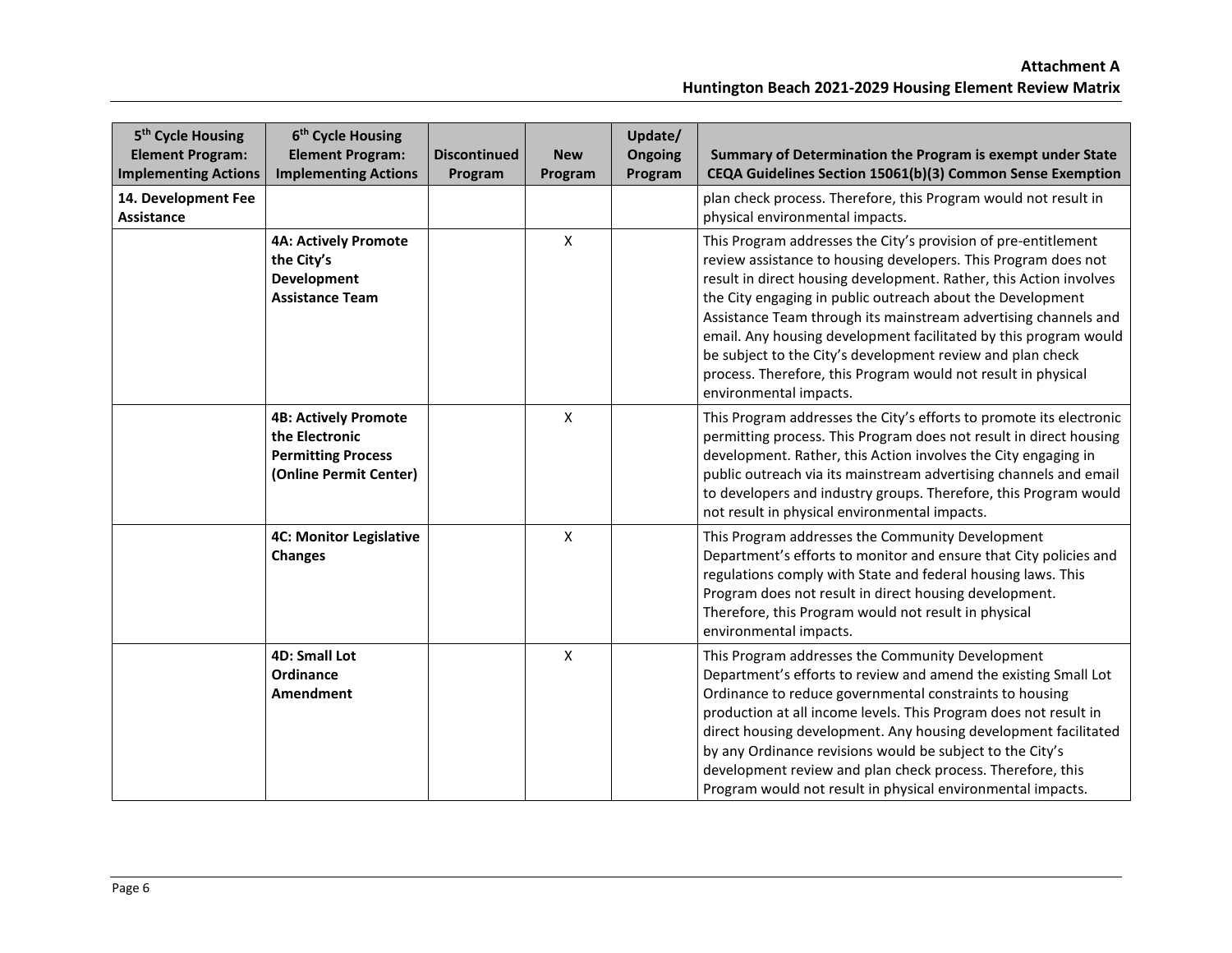| 5th Cycle Housing Element Program: Implementing Actions | 6th Cycle Housing Element Program: Implementing Actions | Discontinued Program | New Program | Update/ Ongoing Program | Summary of Determination the Program is exempt under State CEQA Guidelines Section 15061(b)(3) Common Sense Exemption |
|---|---|---|---|---|---|
| **14. Development Fee Assistance** | | | | | plan check process. Therefore, this Program would not result in physical environmental impacts. |
| | **4A: Actively Promote the City's Development Assistance Team** | | X | | This Program addresses the City's provision of pre-entitlement review assistance to housing developers. This Program does not result in direct housing development. Rather, this Action involves the City engaging in public outreach about the Development Assistance Team through its mainstream advertising channels and email. Any housing development facilitated by this program would be subject to the City's development review and plan check process. Therefore, this Program would not result in physical environmental impacts. |
| | **4B: Actively Promote the Electronic Permitting Process (Online Permit Center)** | | X | | This Program addresses the City's efforts to promote its electronic permitting process. This Program does not result in direct housing development. Rather, this Action involves the City engaging in public outreach via its mainstream advertising channels and email to developers and industry groups. Therefore, this Program would not result in physical environmental impacts. |
| | **4C: Monitor Legislative Changes** | | X | | This Program addresses the Community Development Department's efforts to monitor and ensure that City policies and regulations comply with State and federal housing laws. This Program does not result in direct housing development. Therefore, this Program would not result in physical environmental impacts. |
| | **4D: Small Lot Ordinance Amendment** | | X | | This Program addresses the Community Development Department's efforts to review and amend the existing Small Lot Ordinance to reduce governmental constraints to housing production at all income levels. This Program does not result in direct housing development. Any housing development facilitated by any Ordinance revisions would be subject to the City's development review and plan check process. Therefore, this Program would not result in physical environmental impacts. |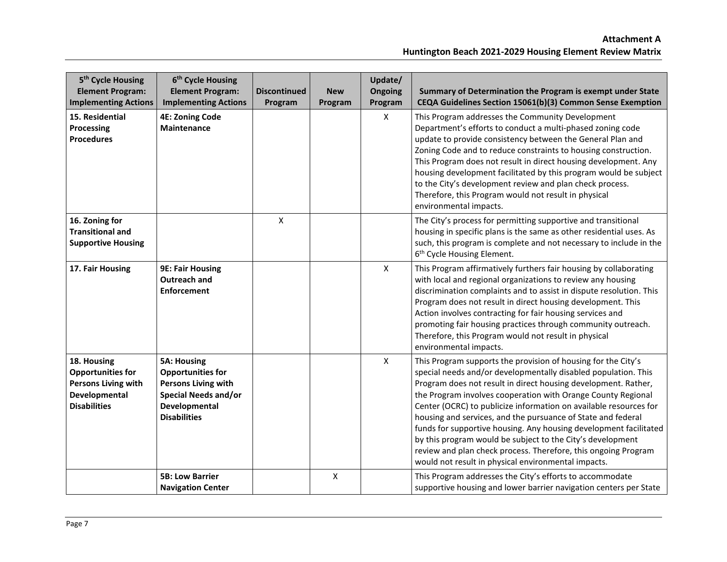| 5th Cycle Housing Element Program: Implementing Actions | 6th Cycle Housing Element Program: Implementing Actions | Discontinued Program | New Program | Update/ Ongoing Program | Summary of Determination the Program is exempt under State CEQA Guidelines Section 15061(b)(3) Common Sense Exemption |
|---|---|---|---|---|---|
| **15. Residential Processing Procedures** | **4E: Zoning Code Maintenance** | | | X | This Program addresses the Community Development Department's efforts to conduct a multi-phased zoning code update to provide consistency between the General Plan and Zoning Code and to reduce constraints to housing construction. This Program does not result in direct housing development. Any housing development facilitated by this program would be subject to the City's development review and plan check process. Therefore, this Program would not result in physical environmental impacts. |
| **16. Zoning for Transitional and Supportive Housing** | | X | | | The City's process for permitting supportive and transitional housing in specific plans is the same as other residential uses. As such, this program is complete and not necessary to include in the 6th Cycle Housing Element. |
| **17. Fair Housing** | **9E: Fair Housing Outreach and Enforcement** | | | X | This Program affirmatively furthers fair housing by collaborating with local and regional organizations to review any housing discrimination complaints and to assist in dispute resolution. This Program does not result in direct housing development. This Action involves contracting for fair housing services and promoting fair housing practices through community outreach. Therefore, this Program would not result in physical environmental impacts. |
| **18. Housing Opportunities for Persons Living with Developmental Disabilities** | **5A: Housing Opportunities for Persons Living with Special Needs and/or Developmental Disabilities** | | | X | This Program supports the provision of housing for the City's special needs and/or developmentally disabled population. This Program does not result in direct housing development. Rather, the Program involves cooperation with Orange County Regional Center (OCRC) to publicize information on available resources for housing and services, and the pursuance of State and federal funds for supportive housing. Any housing development facilitated by this program would be subject to the City's development review and plan check process. Therefore, this ongoing Program would not result in physical environmental impacts. |
| | **5B: Low Barrier Navigation Center** | | X | | This Program addresses the City's efforts to accommodate supportive housing and lower barrier navigation centers per State |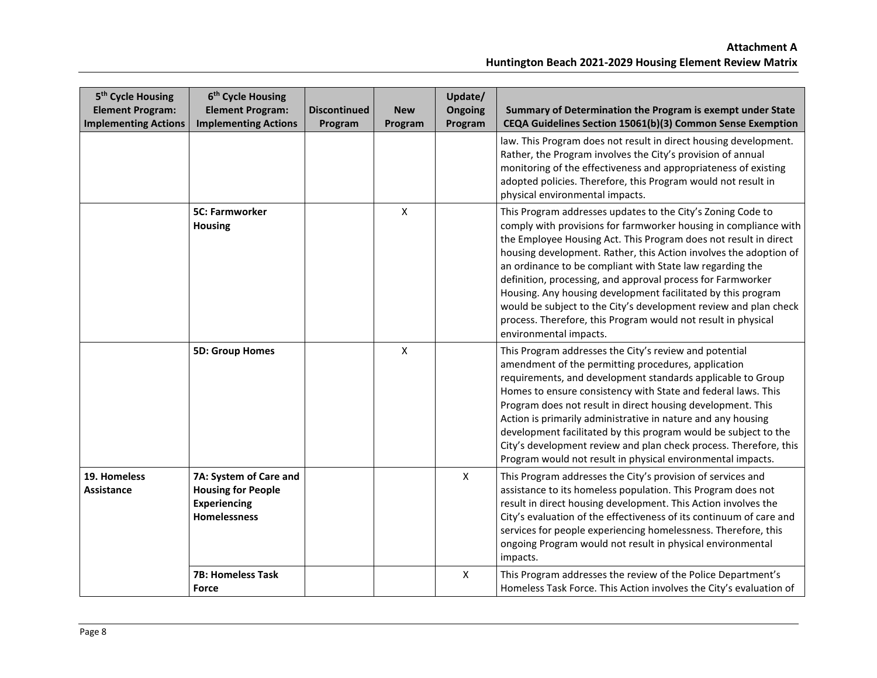| 5th Cycle Housing Element Program: Implementing Actions | 6th Cycle Housing Element Program: Implementing Actions | Discontinued Program | New Program | Update/ Ongoing Program | Summary of Determination the Program is exempt under State CEQA Guidelines Section 15061(b)(3) Common Sense Exemption |
|---|---|---|---|---|---|
| | | | | | law. This Program does not result in direct housing development. Rather, the Program involves the City's provision of annual monitoring of the effectiveness and appropriateness of existing adopted policies. Therefore, this Program would not result in physical environmental impacts. |
| | **5C: Farmworker Housing** | | X | | This Program addresses updates to the City's Zoning Code to comply with provisions for farmworker housing in compliance with the Employee Housing Act. This Program does not result in direct housing development. Rather, this Action involves the adoption of an ordinance to be compliant with State law regarding the definition, processing, and approval process for Farmworker Housing. Any housing development facilitated by this program would be subject to the City's development review and plan check process. Therefore, this Program would not result in physical environmental impacts. |
| | **5D: Group Homes** | | X | | This Program addresses the City's review and potential amendment of the permitting procedures, application requirements, and development standards applicable to Group Homes to ensure consistency with State and federal laws. This Program does not result in direct housing development. This Action is primarily administrative in nature and any housing development facilitated by this program would be subject to the City's development review and plan check process. Therefore, this Program would not result in physical environmental impacts. |
| **19. Homeless Assistance** | **7A: System of Care and Housing for People Experiencing Homelessness** | | | X | This Program addresses the City's provision of services and assistance to its homeless population. This Program does not result in direct housing development. This Action involves the City's evaluation of the effectiveness of its continuum of care and services for people experiencing homelessness. Therefore, this ongoing Program would not result in physical environmental impacts. |
| | **7B: Homeless Task Force** | | | X | This Program addresses the review of the Police Department's Homeless Task Force. This Action involves the City's evaluation of |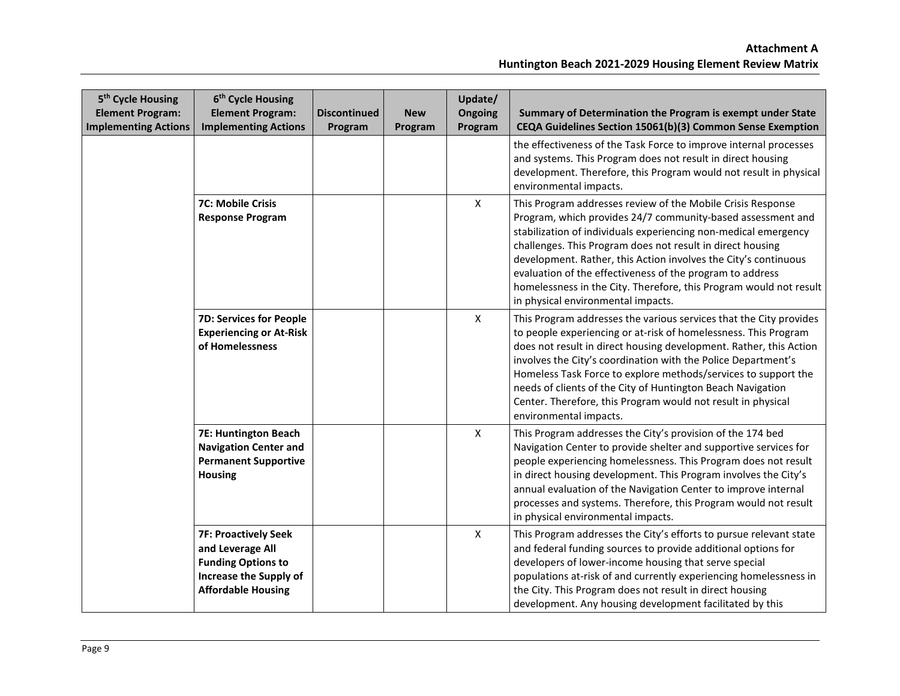| 5th Cycle Housing Element Program: Implementing Actions | 6th Cycle Housing Element Program: Implementing Actions | Discontinued Program | New Program | Update/ Ongoing Program | Summary of Determination the Program is exempt under State CEQA Guidelines Section 15061(b)(3) Common Sense Exemption |
|---|---|---|---|---|---|
| | | | | | the effectiveness of the Task Force to improve internal processes and systems. This Program does not result in direct housing development. Therefore, this Program would not result in physical environmental impacts. |
| | **7C: Mobile Crisis Response Program** | | | X | This Program addresses review of the Mobile Crisis Response Program, which provides 24/7 community-based assessment and stabilization of individuals experiencing non-medical emergency challenges. This Program does not result in direct housing development. Rather, this Action involves the City's continuous evaluation of the effectiveness of the program to address homelessness in the City. Therefore, this Program would not result in physical environmental impacts. |
| | **7D: Services for People Experiencing or At-Risk of Homelessness** | | | X | This Program addresses the various services that the City provides to people experiencing or at-risk of homelessness. This Program does not result in direct housing development. Rather, this Action involves the City's coordination with the Police Department's Homeless Task Force to explore methods/services to support the needs of clients of the City of Huntington Beach Navigation Center. Therefore, this Program would not result in physical environmental impacts. |
| | **7E: Huntington Beach Navigation Center and Permanent Supportive Housing** | | | X | This Program addresses the City's provision of the 174 bed Navigation Center to provide shelter and supportive services for people experiencing homelessness. This Program does not result in direct housing development. This Program involves the City's annual evaluation of the Navigation Center to improve internal processes and systems. Therefore, this Program would not result in physical environmental impacts. |
| | **7F: Proactively Seek and Leverage All Funding Options to Increase the Supply of Affordable Housing** | | | X | This Program addresses the City's efforts to pursue relevant state and federal funding sources to provide additional options for developers of lower-income housing that serve special populations at-risk of and currently experiencing homelessness in the City. This Program does not result in direct housing development. Any housing development facilitated by this |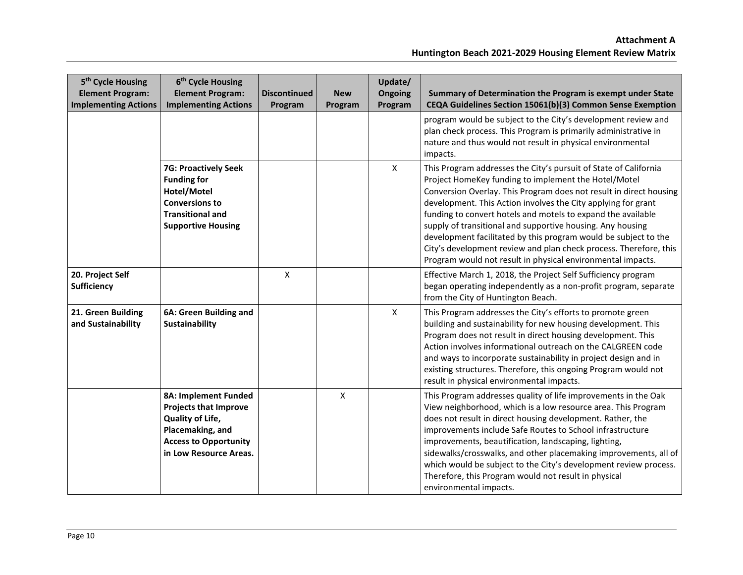| 5th Cycle Housing Element Program: Implementing Actions | 6th Cycle Housing Element Program: Implementing Actions | Discontinued Program | New Program | Update/ Ongoing Program | Summary of Determination the Program is exempt under State CEQA Guidelines Section 15061(b)(3) Common Sense Exemption |
|---|---|---|---|---|---|
| | | | | | program would be subject to the City's development review and plan check process. This Program is primarily administrative in nature and thus would not result in physical environmental impacts. |
| | **7G: Proactively Seek Funding for Hotel/Motel Conversions to Transitional and Supportive Housing** | | | X | This Program addresses the City's pursuit of State of California Project HomeKey funding to implement the Hotel/Motel Conversion Overlay. This Program does not result in direct housing development. This Action involves the City applying for grant funding to convert hotels and motels to expand the available supply of transitional and supportive housing. Any housing development facilitated by this program would be subject to the City's development review and plan check process. Therefore, this Program would not result in physical environmental impacts. |
| **20. Project Self Sufficiency** | | X | | | Effective March 1, 2018, the Project Self Sufficiency program began operating independently as a non-profit program, separate from the City of Huntington Beach. |
| **21. Green Building and Sustainability** | **6A: Green Building and Sustainability** | | | X | This Program addresses the City's efforts to promote green building and sustainability for new housing development. This Program does not result in direct housing development. This Action involves informational outreach on the CALGREEN code and ways to incorporate sustainability in project design and in existing structures. Therefore, this ongoing Program would not result in physical environmental impacts. |
| | **8A: Implement Funded Projects that Improve Quality of Life, Placemaking, and Access to Opportunity in Low Resource Areas.** | | X | | This Program addresses quality of life improvements in the Oak View neighborhood, which is a low resource area. This Program does not result in direct housing development. Rather, the improvements include Safe Routes to School infrastructure improvements, beautification, landscaping, lighting, sidewalks/crosswalks, and other placemaking improvements, all of which would be subject to the City's development review process. Therefore, this Program would not result in physical environmental impacts. |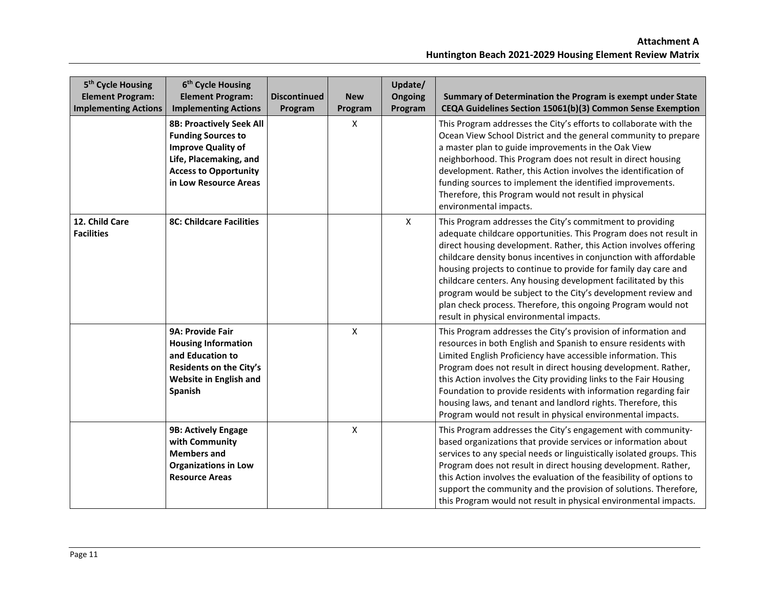| 5th Cycle Housing Element Program: Implementing Actions | 6th Cycle Housing Element Program: Implementing Actions | Discontinued Program | New Program | Update/ Ongoing Program | Summary of Determination the Program is exempt under State CEQA Guidelines Section 15061(b)(3) Common Sense Exemption |
|---|---|---|---|---|---|
| | **8B: Proactively Seek All Funding Sources to Improve Quality of Life, Placemaking, and Access to Opportunity in Low Resource Areas** | | X | | This Program addresses the City's efforts to collaborate with the Ocean View School District and the general community to prepare a master plan to guide improvements in the Oak View neighborhood. This Program does not result in direct housing development. Rather, this Action involves the identification of funding sources to implement the identified improvements. Therefore, this Program would not result in physical environmental impacts. |
| **12. Child Care Facilities** | **8C: Childcare Facilities** | | | X | This Program addresses the City's commitment to providing adequate childcare opportunities. This Program does not result in direct housing development. Rather, this Action involves offering childcare density bonus incentives in conjunction with affordable housing projects to continue to provide for family day care and childcare centers. Any housing development facilitated by this program would be subject to the City's development review and plan check process. Therefore, this ongoing Program would not result in physical environmental impacts. |
| | **9A: Provide Fair Housing Information and Education to Residents on the City's Website in English and Spanish** | | X | | This Program addresses the City's provision of information and resources in both English and Spanish to ensure residents with Limited English Proficiency have accessible information. This Program does not result in direct housing development. Rather, this Action involves the City providing links to the Fair Housing Foundation to provide residents with information regarding fair housing laws, and tenant and landlord rights. Therefore, this Program would not result in physical environmental impacts. |
| | **9B: Actively Engage with Community Members and Organizations in Low Resource Areas** | | X | | This Program addresses the City's engagement with community-based organizations that provide services or information about services to any special needs or linguistically isolated groups. This Program does not result in direct housing development. Rather, this Action involves the evaluation of the feasibility of options to support the community and the provision of solutions. Therefore, this Program would not result in physical environmental impacts. |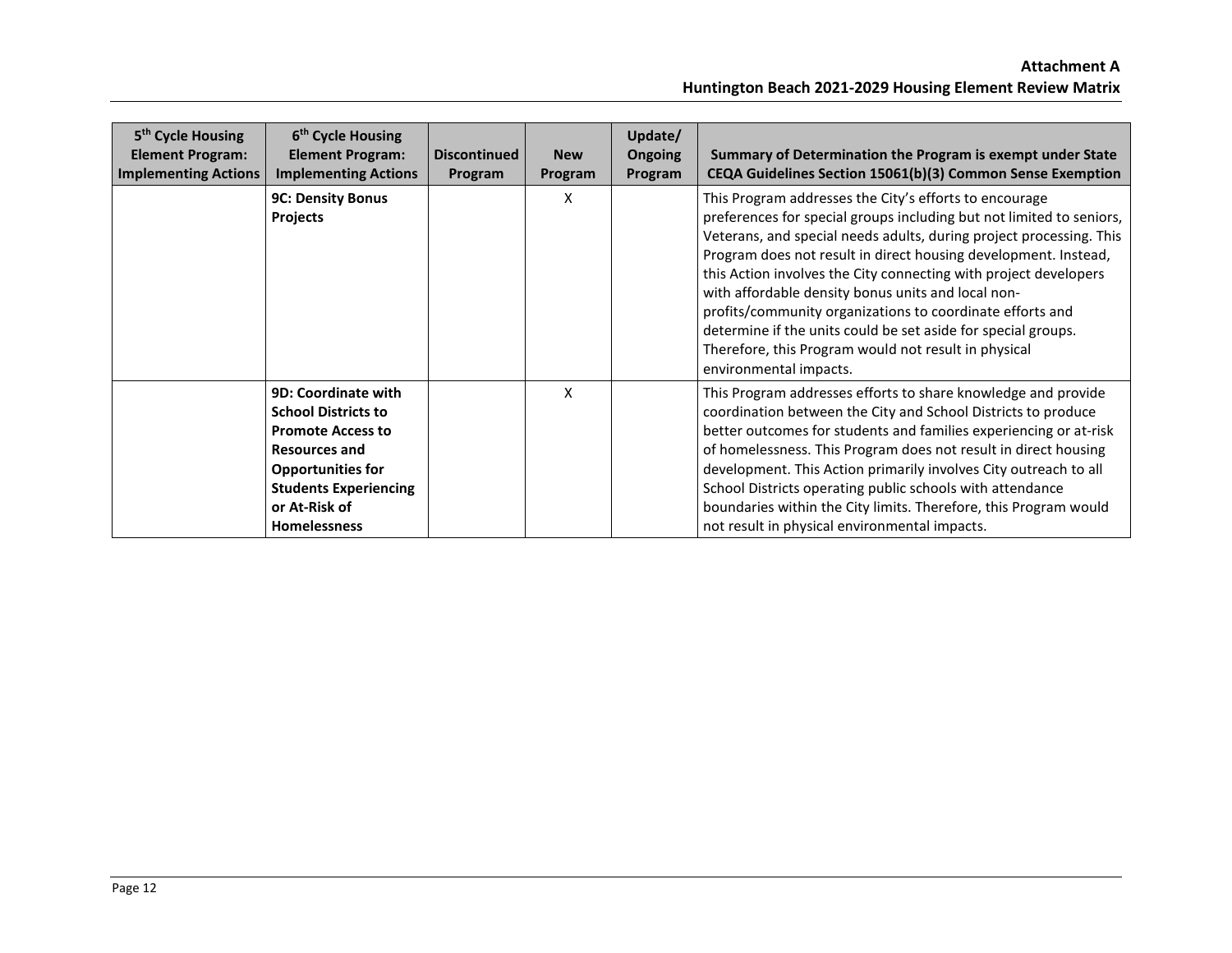| 5th Cycle Housing Element Program: Implementing Actions | 6th Cycle Housing Element Program: Implementing Actions | Discontinued Program | New Program | Update/ Ongoing Program | Summary of Determination the Program is exempt under State CEQA Guidelines Section 15061(b)(3) Common Sense Exemption |
|---|---|---|---|---|---|
| | **9C: Density Bonus Projects** | | X | | This Program addresses the City's efforts to encourage preferences for special groups including but not limited to seniors, Veterans, and special needs adults, during project processing. This Program does not result in direct housing development. Instead, this Action involves the City connecting with project developers with affordable density bonus units and local non-profits/community organizations to coordinate efforts and determine if the units could be set aside for special groups. Therefore, this Program would not result in physical environmental impacts. |
| | **9D: Coordinate with School Districts to Promote Access to Resources and Opportunities for Students Experiencing or At-Risk of Homelessness** | | X | | This Program addresses efforts to share knowledge and provide coordination between the City and School Districts to produce better outcomes for students and families experiencing or at-risk of homelessness. This Program does not result in direct housing development. This Action primarily involves City outreach to all School Districts operating public schools with attendance boundaries within the City limits. Therefore, this Program would not result in physical environmental impacts. |